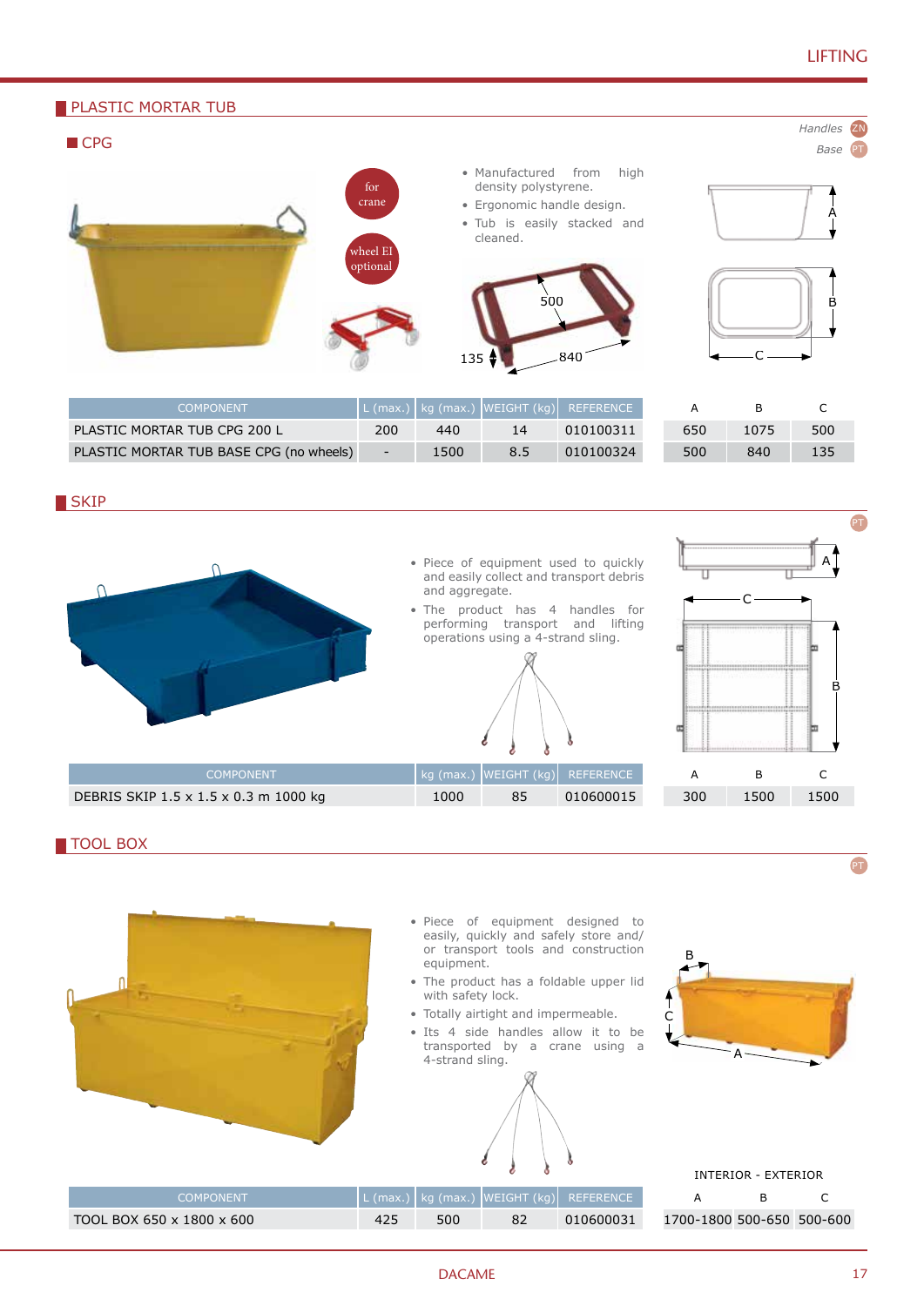# LIFTING

## PLASTIC MORTAR TUB

### CPG

*Handles* ZN
*Base* PT

for crane

wheel EI optional

- Manufactured from high density polystyrene.
- Ergonomic handle design.
- Tub is easily stacked and cleaned.

| COMPONENT | L (max.) | kg (max.) | WEIGHT (kg) | REFERENCE | A | B | C |
|---|---|---|---|---|---|---|---|
| PLASTIC MORTAR TUB CPG 200 L | 200 | 440 | 14 | 010100311 | 650 | 1075 | 500 |
| PLASTIC MORTAR TUB BASE CPG (no wheels) | - | 1500 | 8.5 | 010100324 | 500 | 840 | 135 |

## SKIP

PT

- Piece of equipment used to quickly and easily collect and transport debris and aggregate.
- The product has 4 handles for performing transport and lifting operations using a 4-strand sling.

| COMPONENT | kg (max.) | WEIGHT (kg) | REFERENCE | A | B | C |
|---|---|---|---|---|---|---|
| DEBRIS SKIP 1.5 x 1.5 x 0.3 m 1000 kg | 1000 | 85 | 010600015 | 300 | 1500 | 1500 |

## TOOL BOX

PT

- Piece of equipment designed to easily, quickly and safely store and/or transport tools and construction equipment.
- The product has a foldable upper lid with safety lock.
- Totally airtight and impermeable.
- Its 4 side handles allow it to be transported by a crane using a 4-strand sling.

INTERIOR - EXTERIOR

| COMPONENT | L (max.) | kg (max.) | WEIGHT (kg) | REFERENCE | A | B | C |
|---|---|---|---|---|---|---|---|
| TOOL BOX 650 x 1800 x 600 | 425 | 500 | 82 | 010600031 | 1700-1800 | 500-650 | 500-600 |

DACAME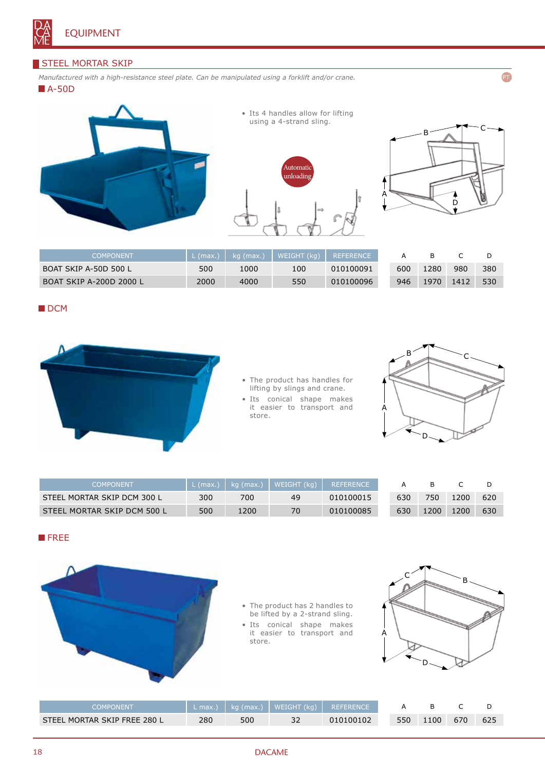# EQUIPMENT

## STEEL MORTAR SKIP

*Manufactured with a high-resistance steel plate. Can be manipulated using a forklift and/or crane.*

### A-50D

- Its 4 handles allow for lifting using a 4-strand sling.

Automatic unloading

| COMPONENT | L (max.) | kg (max.) | WEIGHT (kg) | REFERENCE | A | B | C | D |
|---|---|---|---|---|---|---|---|---|
| BOAT SKIP A-50D 500 L | 500 | 1000 | 100 | 010100091 | 600 | 1280 | 980 | 380 |
| BOAT SKIP A-200D 2000 L | 2000 | 4000 | 550 | 010100096 | 946 | 1970 | 1412 | 530 |

### DCM

- The product has handles for lifting by slings and crane.
- Its conical shape makes it easier to transport and store.

| COMPONENT | L (max.) | kg (max.) | WEIGHT (kg) | REFERENCE | A | B | C | D |
|---|---|---|---|---|---|---|---|---|
| STEEL MORTAR SKIP DCM 300 L | 300 | 700 | 49 | 010100015 | 630 | 750 | 1200 | 620 |
| STEEL MORTAR SKIP DCM 500 L | 500 | 1200 | 70 | 010100085 | 630 | 1200 | 1200 | 630 |

### FREE

- The product has 2 handles to be lifted by a 2-strand sling.
- Its conical shape makes it easier to transport and store.

| COMPONENT | L max.) | kg (max.) | WEIGHT (kg) | REFERENCE | A | B | C | D |
|---|---|---|---|---|---|---|---|---|
| STEEL MORTAR SKIP FREE 280 L | 280 | 500 | 32 | 010100102 | 550 | 1100 | 670 | 625 |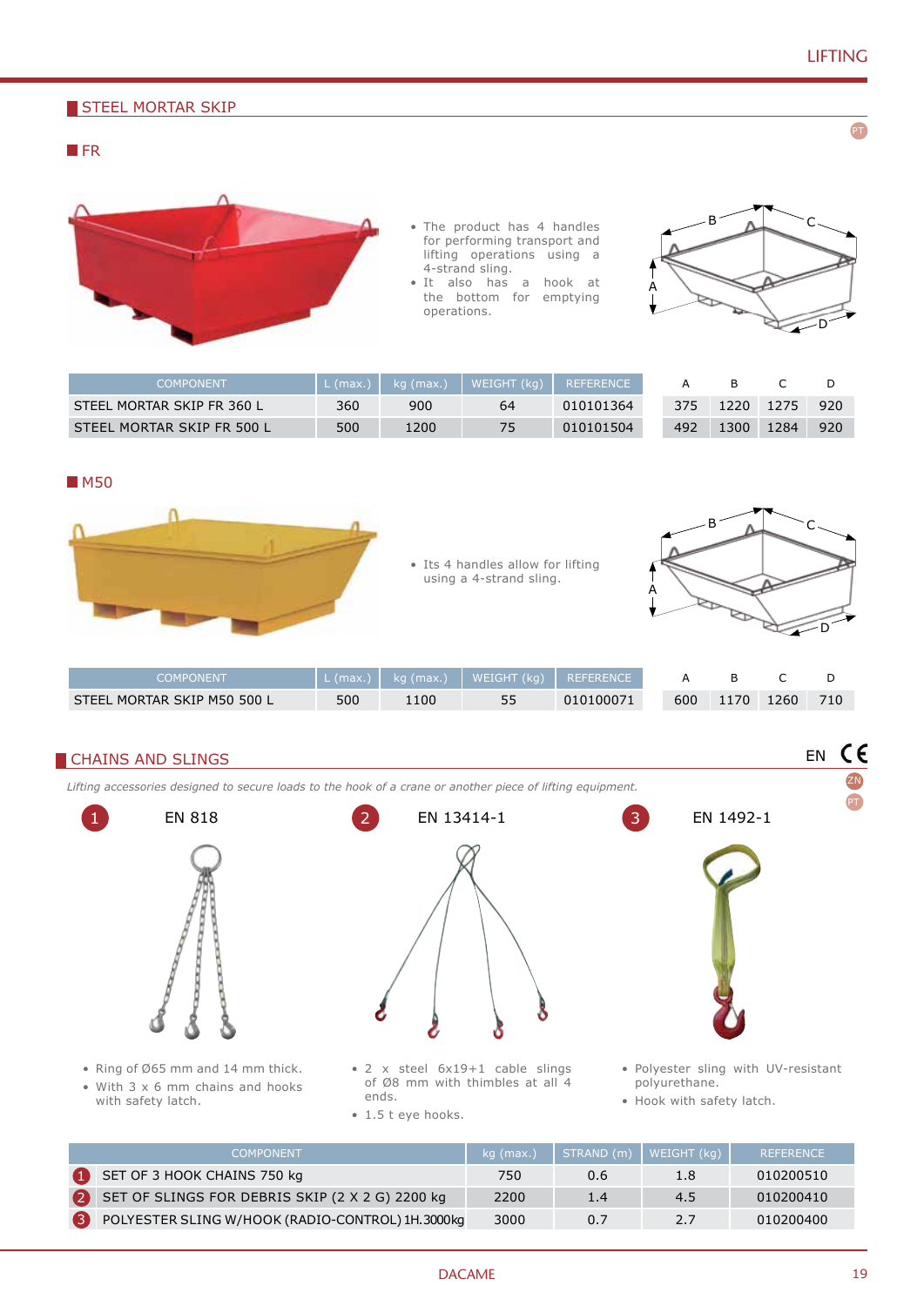## STEEL MORTAR SKIP

### FR

- The product has 4 handles for performing transport and lifting operations using a 4-strand sling.
- It also has a hook at the bottom for emptying operations.

| COMPONENT | L (max.) | kg (max.) | WEIGHT (kg) | REFERENCE | A | B | C | D |
|---|---|---|---|---|---|---|---|---|
| STEEL MORTAR SKIP FR 360 L | 360 | 900 | 64 | 010101364 | 375 | 1220 | 1275 | 920 |
| STEEL MORTAR SKIP FR 500 L | 500 | 1200 | 75 | 010101504 | 492 | 1300 | 1284 | 920 |

### M50

- Its 4 handles allow for lifting using a 4-strand sling.

| COMPONENT | L (max.) | kg (max.) | WEIGHT (kg) | REFERENCE | A | B | C | D |
|---|---|---|---|---|---|---|---|---|
| STEEL MORTAR SKIP M50 500 L | 500 | 1100 | 55 | 010100071 | 600 | 1170 | 1260 | 710 |

## CHAINS AND SLINGS

EN CE

*Lifting accessories designed to secure loads to the hook of a crane or another piece of lifting equipment.*

**1** EN 818

- Ring of Ø65 mm and 14 mm thick.
- With 3 x 6 mm chains and hooks with safety latch.

**2** EN 13414-1

- 2 x steel 6x19+1 cable slings of Ø8 mm with thimbles at all 4 ends.
- 1.5 t eye hooks.

**3** EN 1492-1

- Polyester sling with UV-resistant polyurethane.
- Hook with safety latch.

| | COMPONENT | kg (max.) | STRAND (m) | WEIGHT (kg) | REFERENCE |
|---|---|---|---|---|---|
| 1 | SET OF 3 HOOK CHAINS 750 kg | 750 | 0.6 | 1.8 | 010200510 |
| 2 | SET OF SLINGS FOR DEBRIS SKIP (2 X 2 G) 2200 kg | 2200 | 1.4 | 4.5 | 010200410 |
| 3 | POLYESTER SLING W/HOOK (RADIO-CONTROL) 1H.3000kg | 3000 | 0.7 | 2.7 | 010200400 |